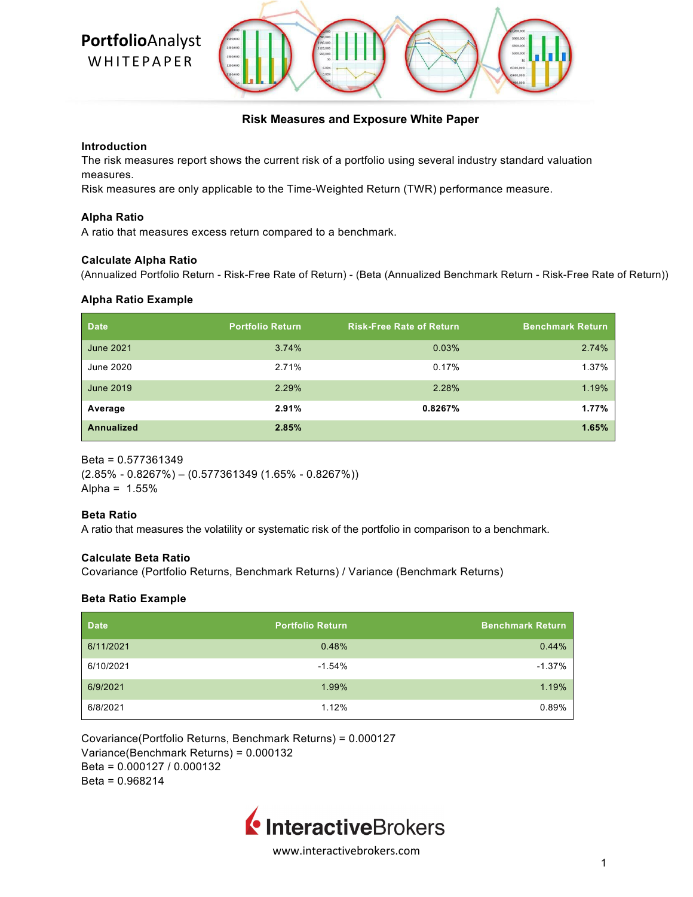PortfolioAnalyst WHITEPAPER

# Risk Measures and Exposure White Paper

## Introduction

The risk measures report shows the current risk of a portfolio using several industry standard valuation measures.

Risk measures are only applicable to the Time-Weighted Return (TWR) performance measure.

## Alpha Ratio

A ratio that measures excess return compared to a benchmark.

## Calculate Alpha Ratio

(Annualized Portfolio Return - Risk-Free Rate of Return) - (Beta (Annualized Benchmark Return - Risk-Free Rate of Return))

## Alpha Ratio Example

| Date | Portfolio Return | Risk-Free Rate of Return | Benchmark Return |
|---|---|---|---|
| June 2021 | 3.74% | 0.03% | 2.74% |
| June 2020 | 2.71% | 0.17% | 1.37% |
| June 2019 | 2.29% | 2.28% | 1.19% |
| **Average** | **2.91%** | **0.8267%** | **1.77%** |
| **Annualized** | **2.85%** | | **1.65%** |

Beta = 0.577361349

(2.85% - 0.8267%) – (0.577361349 (1.65% - 0.8267%))

Alpha = 1.55%

## Beta Ratio

A ratio that measures the volatility or systematic risk of the portfolio in comparison to a benchmark.

## Calculate Beta Ratio

Covariance (Portfolio Returns, Benchmark Returns) / Variance (Benchmark Returns)

## Beta Ratio Example

| Date | Portfolio Return | Benchmark Return |
|---|---|---|
| 6/11/2021 | 0.48% | 0.44% |
| 6/10/2021 | -1.54% | -1.37% |
| 6/9/2021 | 1.99% | 1.19% |
| 6/8/2021 | 1.12% | 0.89% |

Covariance(Portfolio Returns, Benchmark Returns) = 0.000127

Variance(Benchmark Returns) = 0.000132

Beta = 0.000127 / 0.000132

Beta = 0.968214

InteractiveBrokers

www.interactivebrokers.com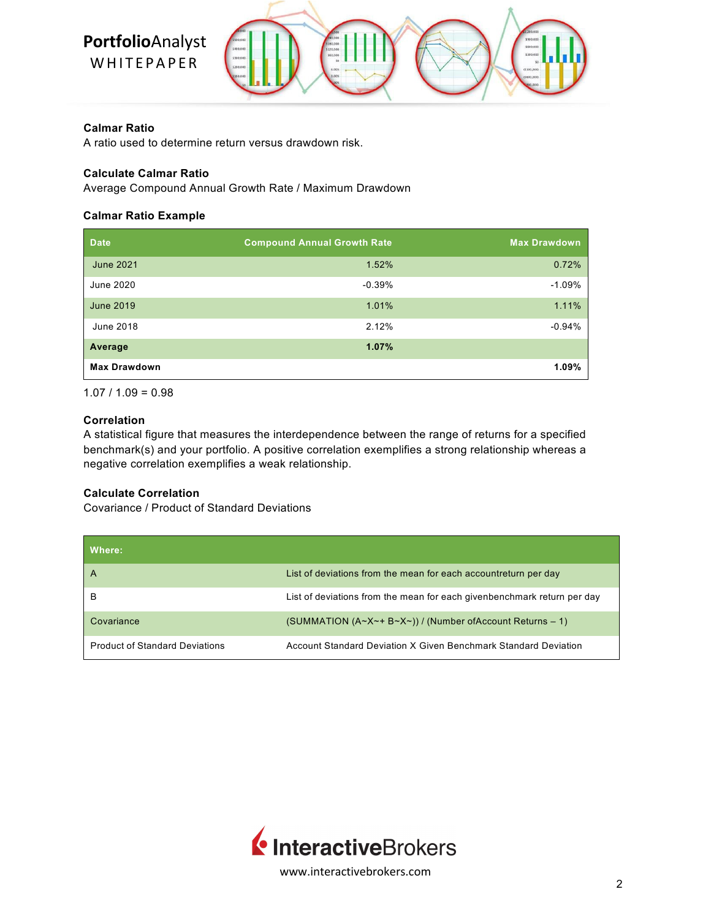### Calmar Ratio

A ratio used to determine return versus drawdown risk.

### Calculate Calmar Ratio

Average Compound Annual Growth Rate / Maximum Drawdown

### Calmar Ratio Example

| Date | Compound Annual Growth Rate | Max Drawdown |
|---|---|---|
| June 2021 | 1.52% | 0.72% |
| June 2020 | -0.39% | -1.09% |
| June 2019 | 1.01% | 1.11% |
| June 2018 | 2.12% | -0.94% |
| **Average** | **1.07%** | |
| **Max Drawdown** | | **1.09%** |

1.07 / 1.09 = 0.98

### Correlation

A statistical figure that measures the interdependence between the range of returns for a specified benchmark(s) and your portfolio. A positive correlation exemplifies a strong relationship whereas a negative correlation exemplifies a weak relationship.

### Calculate Correlation

Covariance / Product of Standard Deviations

| Where: | |
|---|---|
| A | List of deviations from the mean for each accountreturn per day |
| B | List of deviations from the mean for each givenbenchmark return per day |
| Covariance | (SUMMATION (A~X~+ B~X~)) / (Number ofAccount Returns – 1) |
| Product of Standard Deviations | Account Standard Deviation X Given Benchmark Standard Deviation |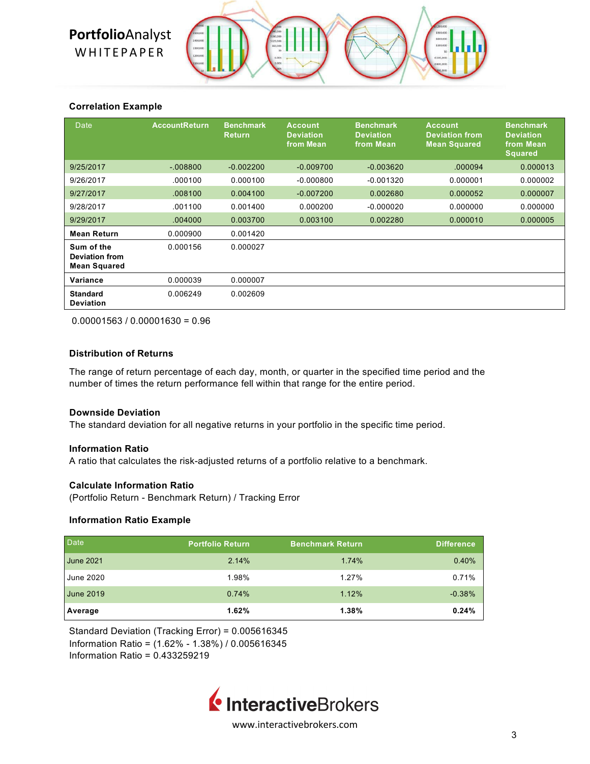### Correlation Example

| Date | AccountReturn | Benchmark Return | Account Deviation from Mean | Benchmark Deviation from Mean | Account Deviation from Mean Squared | Benchmark Deviation from Mean Squared |
|---|---|---|---|---|---|---|
| 9/25/2017 | -.008800 | -0.002200 | -0.009700 | -0.003620 | .000094 | 0.000013 |
| 9/26/2017 | .000100 | 0.000100 | -0.000800 | -0.001320 | 0.000001 | 0.000002 |
| 9/27/2017 | .008100 | 0.004100 | -0.007200 | 0.002680 | 0.000052 | 0.000007 |
| 9/28/2017 | .001100 | 0.001400 | 0.000200 | -0.000020 | 0.000000 | 0.000000 |
| 9/29/2017 | .004000 | 0.003700 | 0.003100 | 0.002280 | 0.000010 | 0.000005 |
| **Mean Return** | 0.000900 | 0.001420 | | | | |
| **Sum of the Deviation from Mean Squared** | 0.000156 | 0.000027 | | | | |
| **Variance** | 0.000039 | 0.000007 | | | | |
| **Standard Deviation** | 0.006249 | 0.002609 | | | | |

0.00001563 / 0.00001630 = 0.96

### Distribution of Returns

The range of return percentage of each day, month, or quarter in the specified time period and the number of times the return performance fell within that range for the entire period.

### Downside Deviation

The standard deviation for all negative returns in your portfolio in the specific time period.

### Information Ratio

A ratio that calculates the risk-adjusted returns of a portfolio relative to a benchmark.

### Calculate Information Ratio

(Portfolio Return - Benchmark Return) / Tracking Error

### Information Ratio Example

| Date | Portfolio Return | Benchmark Return | Difference |
|---|---|---|---|
| June 2021 | 2.14% | 1.74% | 0.40% |
| June 2020 | 1.98% | 1.27% | 0.71% |
| June 2019 | 0.74% | 1.12% | -0.38% |
| **Average** | **1.62%** | **1.38%** | **0.24%** |

Standard Deviation (Tracking Error) = 0.005616345
Information Ratio = (1.62% - 1.38%) / 0.005616345
Information Ratio = 0.433259219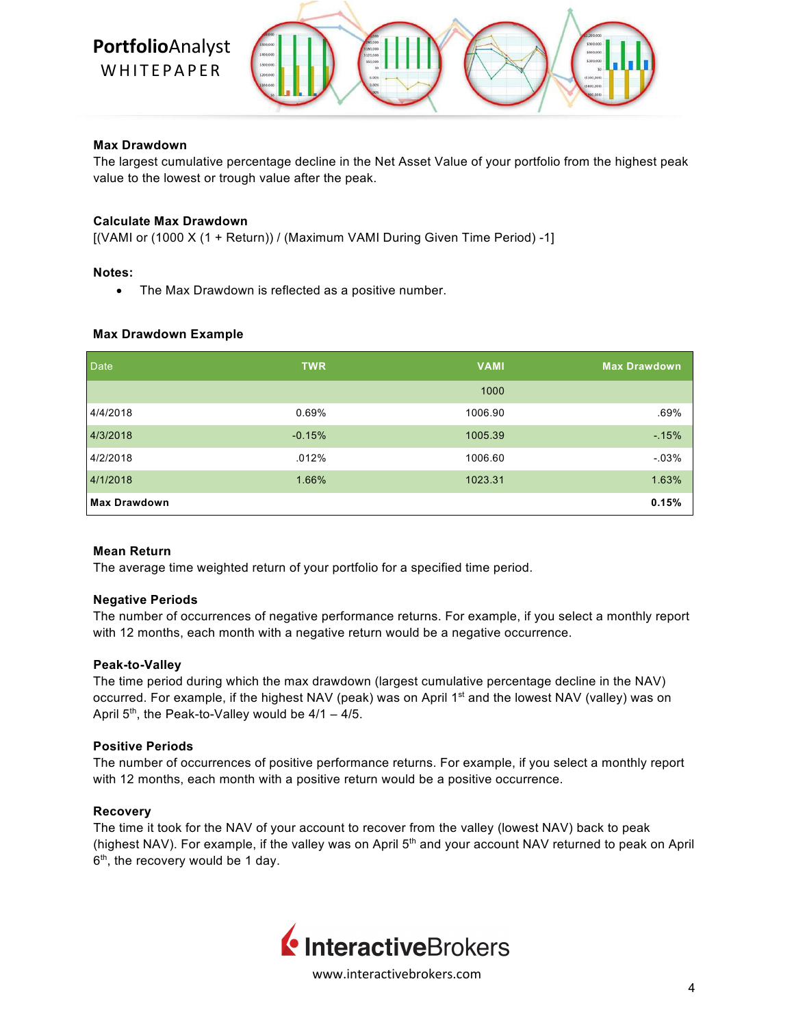**Max Drawdown**
The largest cumulative percentage decline in the Net Asset Value of your portfolio from the highest peak value to the lowest or trough value after the peak.

**Calculate Max Drawdown**
[(VAMI or (1000 X (1 + Return)) / (Maximum VAMI During Given Time Period) -1]

**Notes:**

- The Max Drawdown is reflected as a positive number.

**Max Drawdown Example**

| Date | TWR | VAMI | Max Drawdown |
|---|---|---|---|
| | | 1000 | |
| 4/4/2018 | 0.69% | 1006.90 | .69% |
| 4/3/2018 | -0.15% | 1005.39 | -.15% |
| 4/2/2018 | .012% | 1006.60 | -.03% |
| 4/1/2018 | 1.66% | 1023.31 | 1.63% |
| **Max Drawdown** | | | **0.15%** |

**Mean Return**
The average time weighted return of your portfolio for a specified time period.

**Negative Periods**
The number of occurrences of negative performance returns. For example, if you select a monthly report with 12 months, each month with a negative return would be a negative occurrence.

**Peak-to-Valley**
The time period during which the max drawdown (largest cumulative percentage decline in the NAV) occurred. For example, if the highest NAV (peak) was on April 1st and the lowest NAV (valley) was on April 5th, the Peak-to-Valley would be 4/1 – 4/5.

**Positive Periods**
The number of occurrences of positive performance returns. For example, if you select a monthly report with 12 months, each month with a positive return would be a positive occurrence.

**Recovery**
The time it took for the NAV of your account to recover from the valley (lowest NAV) back to peak (highest NAV). For example, if the valley was on April 5th and your account NAV returned to peak on April 6th, the recovery would be 1 day.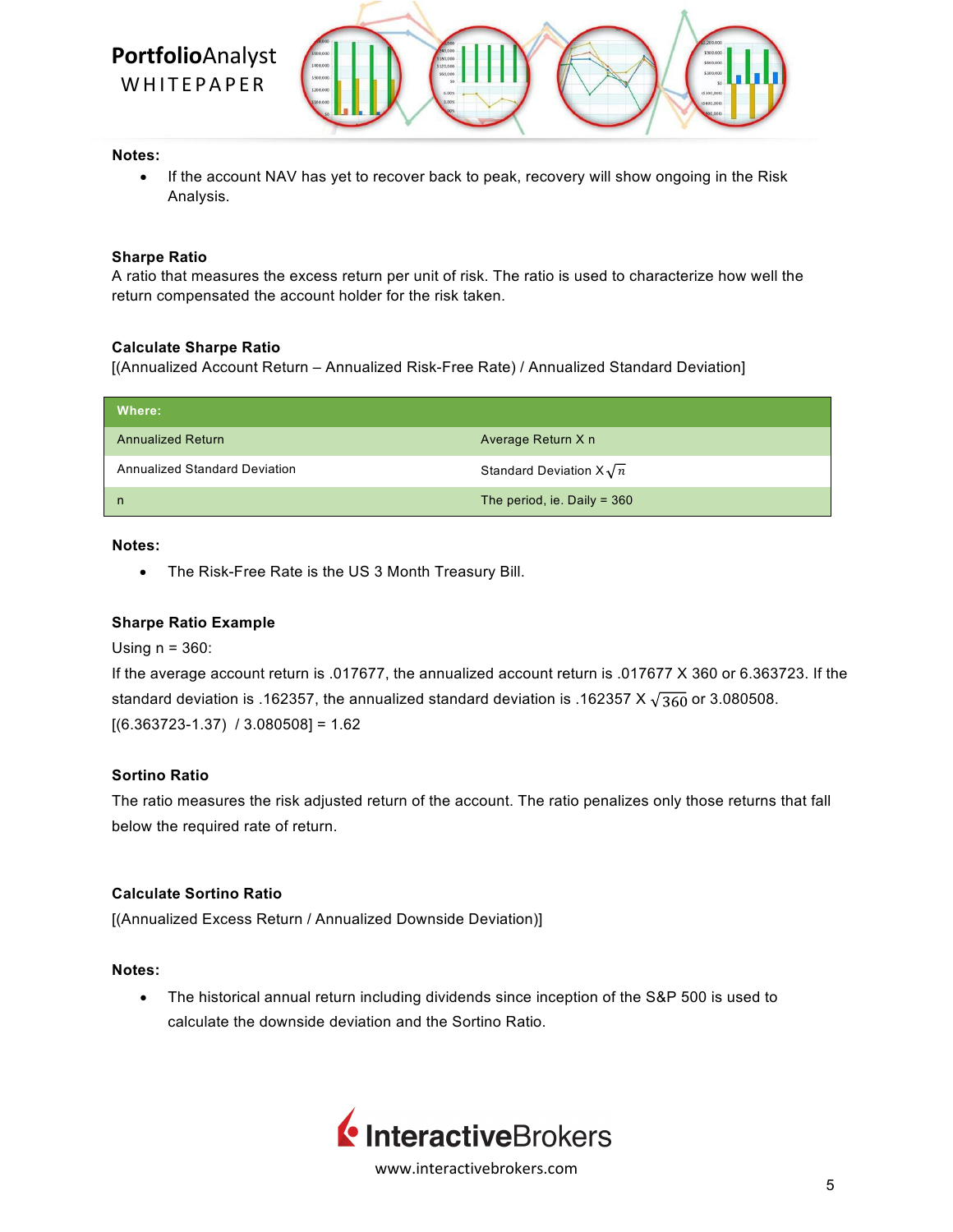**Notes:**

- If the account NAV has yet to recover back to peak, recovery will show ongoing in the Risk Analysis.

### Sharpe Ratio

A ratio that measures the excess return per unit of risk. The ratio is used to characterize how well the return compensated the account holder for the risk taken.

### Calculate Sharpe Ratio

[(Annualized Account Return – Annualized Risk-Free Rate) / Annualized Standard Deviation]

| Where: | |
|---|---|
| Annualized Return | Average Return X n |
| Annualized Standard Deviation | Standard Deviation X $\sqrt{n}$ |
| n | The period, ie. Daily = 360 |

**Notes:**

- The Risk-Free Rate is the US 3 Month Treasury Bill.

### Sharpe Ratio Example

Using n = 360:

If the average account return is .017677, the annualized account return is .017677 X 360 or 6.363723. If the standard deviation is .162357, the annualized standard deviation is .162357 X $\sqrt{360}$ or 3.080508.

[(6.363723-1.37) / 3.080508] = 1.62

### Sortino Ratio

The ratio measures the risk adjusted return of the account. The ratio penalizes only those returns that fall below the required rate of return.

### Calculate Sortino Ratio

[(Annualized Excess Return / Annualized Downside Deviation)]

**Notes:**

- The historical annual return including dividends since inception of the S&P 500 is used to calculate the downside deviation and the Sortino Ratio.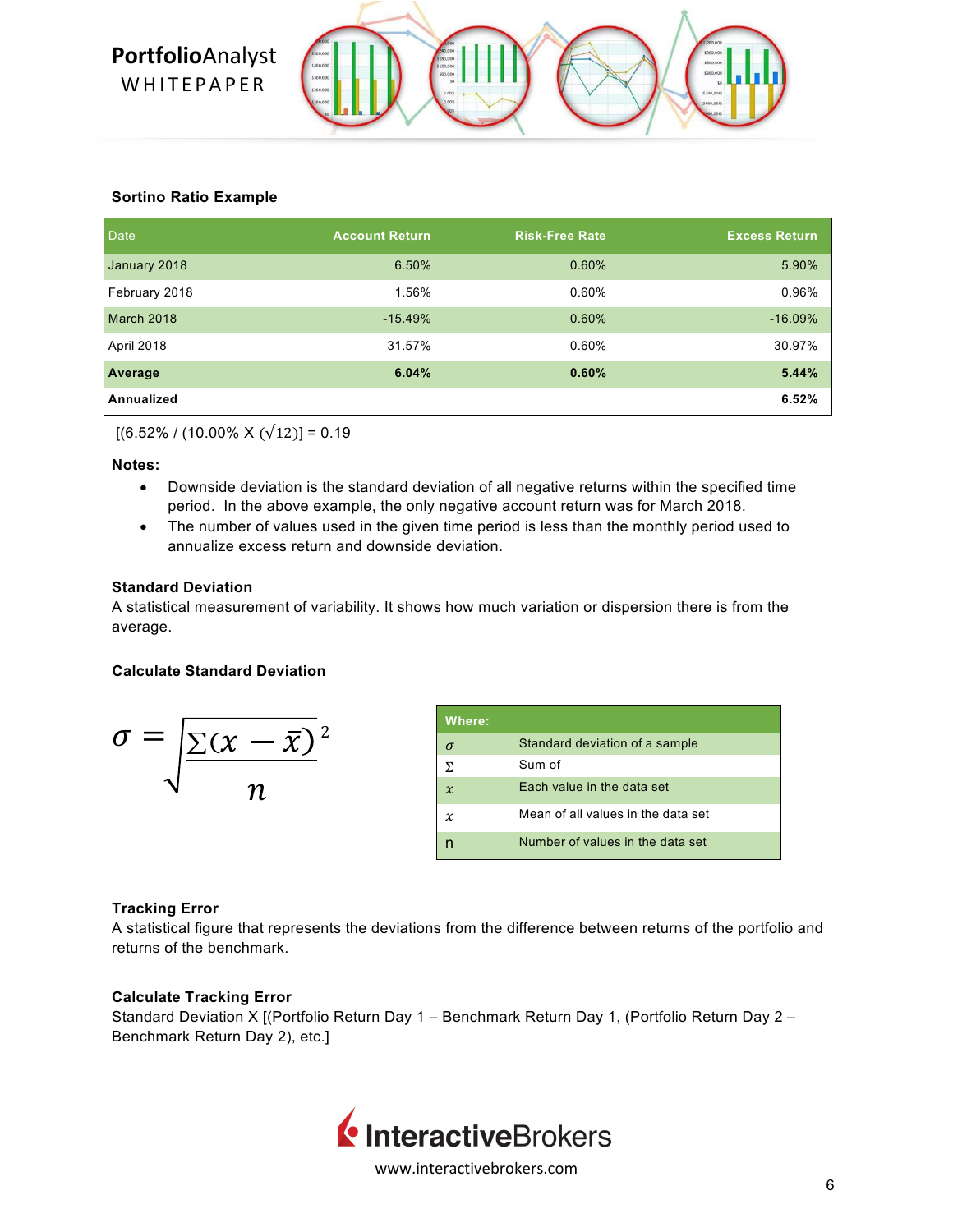### Sortino Ratio Example

| Date | Account Return | Risk-Free Rate | Excess Return |
|---|---|---|---|
| January 2018 | 6.50% | 0.60% | 5.90% |
| February 2018 | 1.56% | 0.60% | 0.96% |
| March 2018 | -15.49% | 0.60% | -16.09% |
| April 2018 | 31.57% | 0.60% | 30.97% |
| **Average** | **6.04%** | **0.60%** | **5.44%** |
| **Annualized** | | | **6.52%** |

[(6.52% / (10.00% X ($\sqrt{12}$)] = 0.19

**Notes:**

- Downside deviation is the standard deviation of all negative returns within the specified time period. In the above example, the only negative account return was for March 2018.
- The number of values used in the given time period is less than the monthly period used to annualize excess return and downside deviation.

### Standard Deviation

A statistical measurement of variability. It shows how much variation or dispersion there is from the average.

### Calculate Standard Deviation

$$\sigma = \sqrt{\frac{\sum(x - \bar{x})^2}{n}}$$

| Where: | |
|---|---|
| $\sigma$ | Standard deviation of a sample |
| $\Sigma$ | Sum of |
| $x$ | Each value in the data set |
| $\bar{x}$ | Mean of all values in the data set |
| n | Number of values in the data set |

### Tracking Error

A statistical figure that represents the deviations from the difference between returns of the portfolio and returns of the benchmark.

### Calculate Tracking Error

Standard Deviation X [(Portfolio Return Day 1 – Benchmark Return Day 1, (Portfolio Return Day 2 – Benchmark Return Day 2), etc.]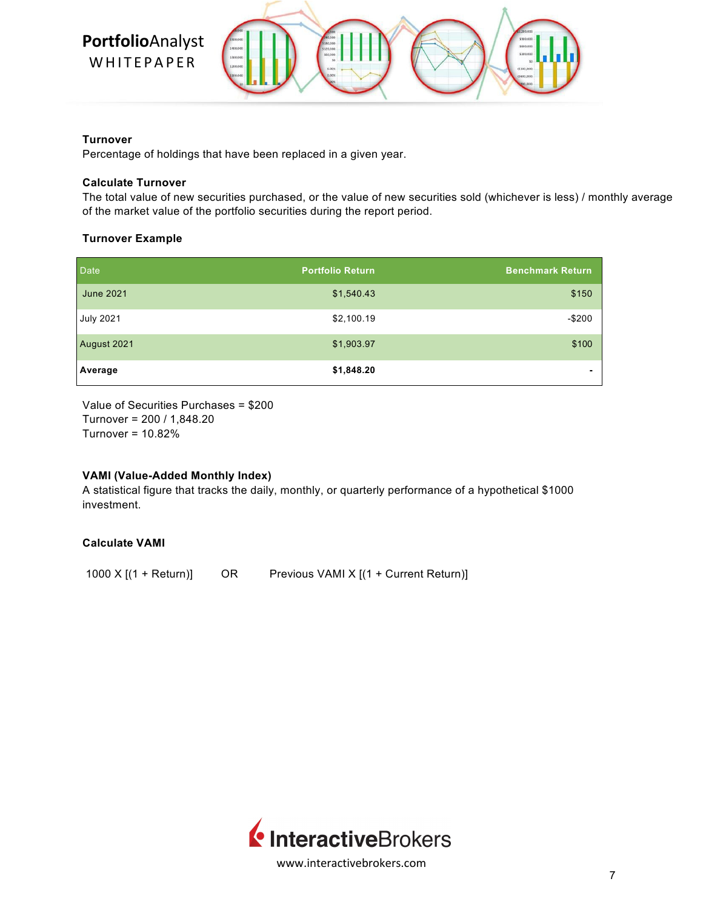**Turnover**

Percentage of holdings that have been replaced in a given year.

**Calculate Turnover**

The total value of new securities purchased, or the value of new securities sold (whichever is less) / monthly average of the market value of the portfolio securities during the report period.

**Turnover Example**

| Date | Portfolio Return | Benchmark Return |
|---|---|---|
| June 2021 | $1,540.43 | $150 |
| July 2021 | $2,100.19 | -$200 |
| August 2021 | $1,903.97 | $100 |
| **Average** | **$1,848.20** | **-** |

Value of Securities Purchases = $200
Turnover = 200 / 1,848.20
Turnover = 10.82%

**VAMI (Value-Added Monthly Index)**

A statistical figure that tracks the daily, monthly, or quarterly performance of a hypothetical $1000 investment.

**Calculate VAMI**

1000 X [(1 + Return)] OR Previous VAMI X [(1 + Current Return)]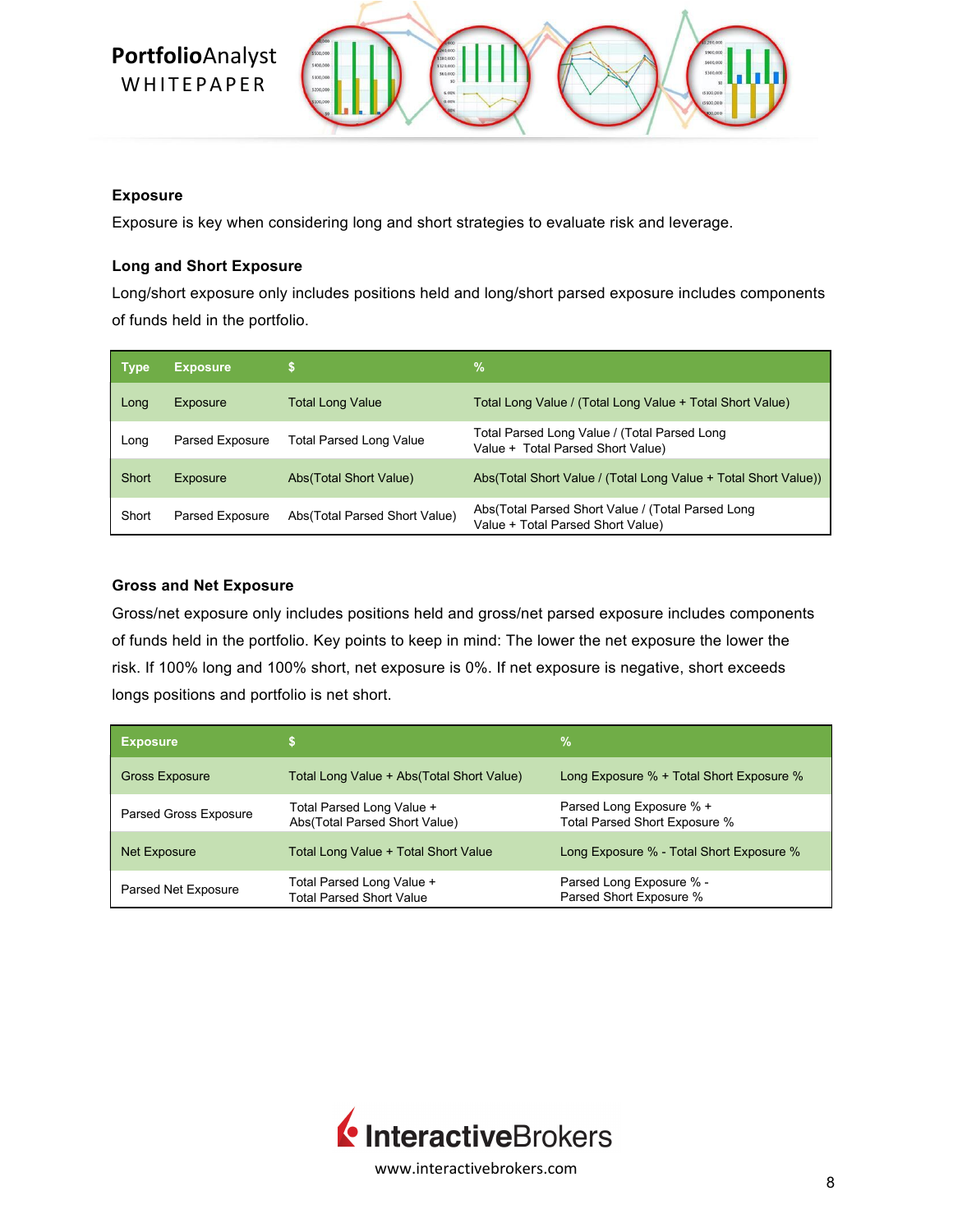## Exposure

Exposure is key when considering long and short strategies to evaluate risk and leverage.

### Long and Short Exposure

Long/short exposure only includes positions held and long/short parsed exposure includes components of funds held in the portfolio.

| Type | Exposure | $ | % |
|---|---|---|---|
| Long | Exposure | Total Long Value | Total Long Value / (Total Long Value + Total Short Value) |
| Long | Parsed Exposure | Total Parsed Long Value | Total Parsed Long Value / (Total Parsed Long Value + Total Parsed Short Value) |
| Short | Exposure | Abs(Total Short Value) | Abs(Total Short Value / (Total Long Value + Total Short Value)) |
| Short | Parsed Exposure | Abs(Total Parsed Short Value) | Abs(Total Parsed Short Value / (Total Parsed Long Value + Total Parsed Short Value) |

### Gross and Net Exposure

Gross/net exposure only includes positions held and gross/net parsed exposure includes components of funds held in the portfolio. Key points to keep in mind: The lower the net exposure the lower the risk. If 100% long and 100% short, net exposure is 0%. If net exposure is negative, short exceeds longs positions and portfolio is net short.

| Exposure | $ | % |
|---|---|---|
| Gross Exposure | Total Long Value + Abs(Total Short Value) | Long Exposure % + Total Short Exposure % |
| Parsed Gross Exposure | Total Parsed Long Value + Abs(Total Parsed Short Value) | Parsed Long Exposure % + Total Parsed Short Exposure % |
| Net Exposure | Total Long Value + Total Short Value | Long Exposure % - Total Short Exposure % |
| Parsed Net Exposure | Total Parsed Long Value + Total Parsed Short Value | Parsed Long Exposure % - Parsed Short Exposure % |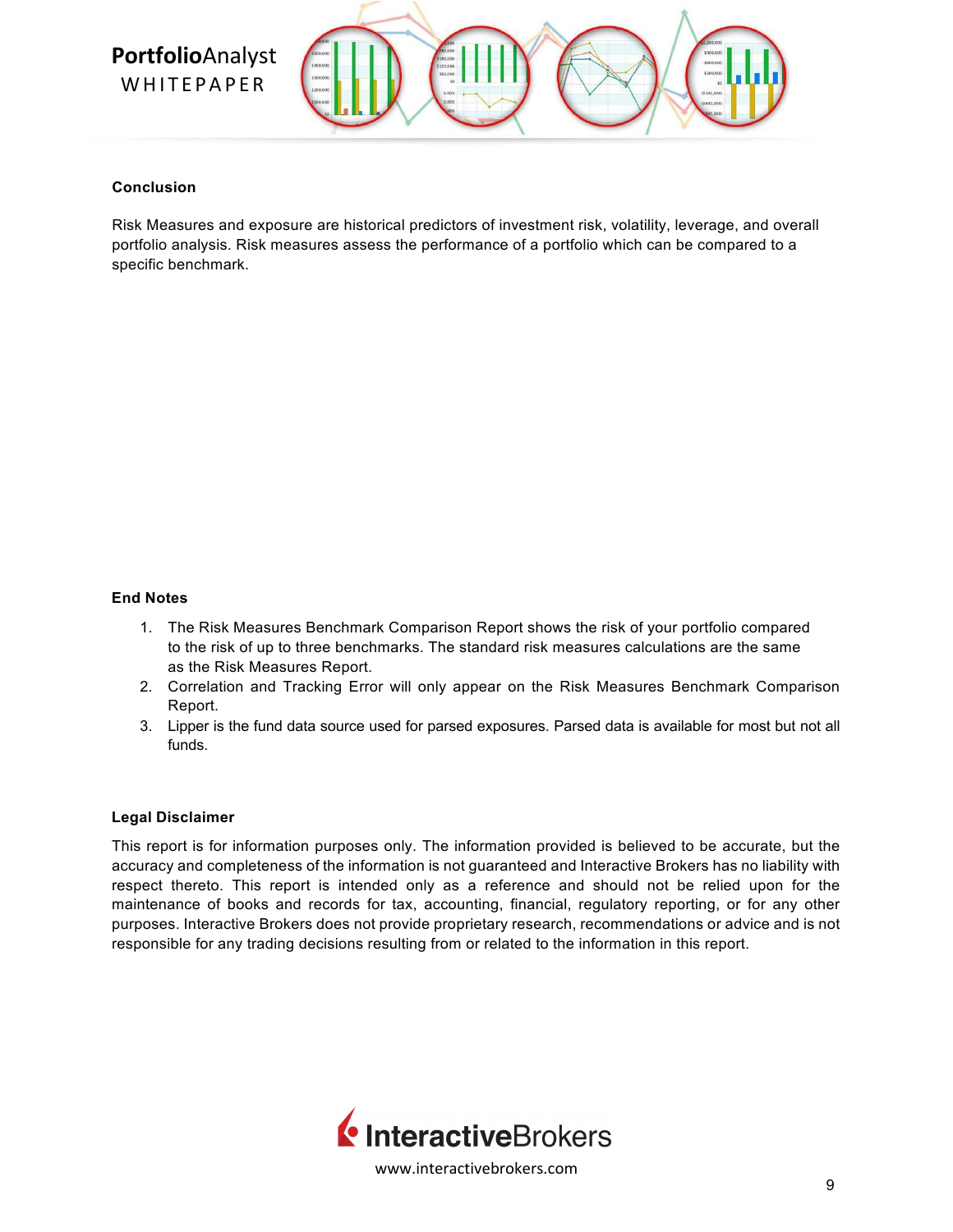### Conclusion

Risk Measures and exposure are historical predictors of investment risk, volatility, leverage, and overall portfolio analysis. Risk measures assess the performance of a portfolio which can be compared to a specific benchmark.

### End Notes

1. The Risk Measures Benchmark Comparison Report shows the risk of your portfolio compared to the risk of up to three benchmarks. The standard risk measures calculations are the same as the Risk Measures Report.
2. Correlation and Tracking Error will only appear on the Risk Measures Benchmark Comparison Report.
3. Lipper is the fund data source used for parsed exposures. Parsed data is available for most but not all funds.

### Legal Disclaimer

This report is for information purposes only. The information provided is believed to be accurate, but the accuracy and completeness of the information is not guaranteed and Interactive Brokers has no liability with respect thereto. This report is intended only as a reference and should not be relied upon for the maintenance of books and records for tax, accounting, financial, regulatory reporting, or for any other purposes. Interactive Brokers does not provide proprietary research, recommendations or advice and is not responsible for any trading decisions resulting from or related to the information in this report.